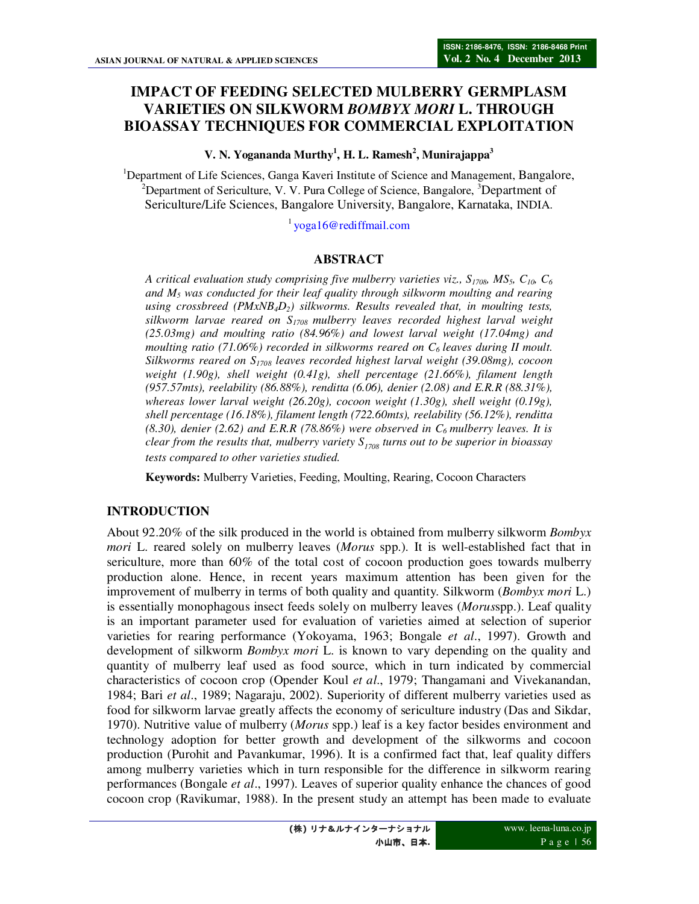# IMPACT OF FEEDING SELECTED MULBERRY GERMPLASM VARIETIES ON SILKWORM *BOMBYX MORI* L. THROUGH BIOASSAY TECHNIQUES FOR COMMERCIAL EXPLOITATION

**V. N. Yogananda Murthy[1], H. L. Ramesh[2], Munirajappa[3]**

[1]Department of Life Sciences, Ganga Kaveri Institute of Science and Management, Bangalore, [2]Department of Sericulture, V. V. Pura College of Science, Bangalore, [3]Department of Sericulture/Life Sciences, Bangalore University, Bangalore, Karnataka, INDIA.

[1] yoga16@rediffmail.com

## ABSTRACT

*A critical evaluation study comprising five mulberry varieties viz., $S_{1708}$, $MS_5$, $C_{10}$, $C_6$ and $M_5$ was conducted for their leaf quality through silkworm moulting and rearing using crossbreed ($PMxNB_4D_2$) silkworms. Results revealed that, in moulting tests, silkworm larvae reared on $S_{1708}$ mulberry leaves recorded highest larval weight (25.03mg) and moulting ratio (84.96%) and lowest larval weight (17.04mg) and moulting ratio (71.06%) recorded in silkworms reared on $C_6$ leaves during II moult. Silkworms reared on $S_{1708}$ leaves recorded highest larval weight (39.08mg), cocoon weight (1.90g), shell weight (0.41g), shell percentage (21.66%), filament length (957.57mts), reelability (86.88%), renditta (6.06), denier (2.08) and E.R.R (88.31%), whereas lower larval weight (26.20g), cocoon weight (1.30g), shell weight (0.19g), shell percentage (16.18%), filament length (722.60mts), reelability (56.12%), renditta (8.30), denier (2.62) and E.R.R (78.86%) were observed in $C_6$ mulberry leaves. It is clear from the results that, mulberry variety $S_{1708}$ turns out to be superior in bioassay tests compared to other varieties studied.*

**Keywords:** Mulberry Varieties, Feeding, Moulting, Rearing, Cocoon Characters

## INTRODUCTION

About 92.20% of the silk produced in the world is obtained from mulberry silkworm *Bombyx mori* L. reared solely on mulberry leaves (*Morus* spp.). It is well-established fact that in sericulture, more than 60% of the total cost of cocoon production goes towards mulberry production alone. Hence, in recent years maximum attention has been given for the improvement of mulberry in terms of both quality and quantity. Silkworm (*Bombyx mori* L.) is essentially monophagous insect feeds solely on mulberry leaves (*Morus*spp.). Leaf quality is an important parameter used for evaluation of varieties aimed at selection of superior varieties for rearing performance (Yokoyama, 1963; Bongale *et al*., 1997). Growth and development of silkworm *Bombyx mori* L. is known to vary depending on the quality and quantity of mulberry leaf used as food source, which in turn indicated by commercial characteristics of cocoon crop (Opender Koul *et al*., 1979; Thangamani and Vivekanandan, 1984; Bari *et al*., 1989; Nagaraju, 2002). Superiority of different mulberry varieties used as food for silkworm larvae greatly affects the economy of sericulture industry (Das and Sikdar, 1970). Nutritive value of mulberry (*Morus* spp.) leaf is a key factor besides environment and technology adoption for better growth and development of the silkworms and cocoon production (Purohit and Pavankumar, 1996). It is a confirmed fact that, leaf quality differs among mulberry varieties which in turn responsible for the difference in silkworm rearing performances (Bongale *et al*., 1997). Leaves of superior quality enhance the chances of good cocoon crop (Ravikumar, 1988). In the present study an attempt has been made to evaluate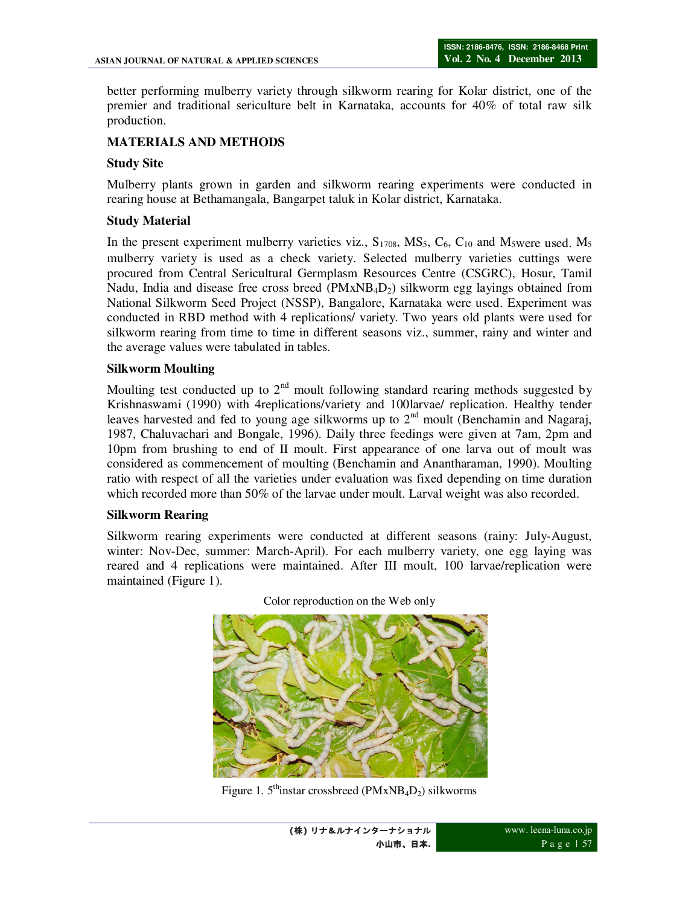better performing mulberry variety through silkworm rearing for Kolar district, one of the premier and traditional sericulture belt in Karnataka, accounts for 40% of total raw silk production.

## MATERIALS AND METHODS

### Study Site

Mulberry plants grown in garden and silkworm rearing experiments were conducted in rearing house at Bethamangala, Bangarpet taluk in Kolar district, Karnataka.

### Study Material

In the present experiment mulberry varieties viz., $S_{1708}$, $MS_5$, $C_6$, $C_{10}$ and $M_5$were used. $M_5$ mulberry variety is used as a check variety. Selected mulberry varieties cuttings were procured from Central Sericultural Germplasm Resources Centre (CSGRC), Hosur, Tamil Nadu, India and disease free cross breed ($PMxNB_4D_2$) silkworm egg layings obtained from National Silkworm Seed Project (NSSP), Bangalore, Karnataka were used. Experiment was conducted in RBD method with 4 replications/ variety. Two years old plants were used for silkworm rearing from time to time in different seasons viz., summer, rainy and winter and the average values were tabulated in tables.

### Silkworm Moulting

Moulting test conducted up to 2nd moult following standard rearing methods suggested by Krishnaswami (1990) with 4replications/variety and 100larvae/ replication. Healthy tender leaves harvested and fed to young age silkworms up to 2nd moult (Benchamin and Nagaraj, 1987, Chaluvachari and Bongale, 1996). Daily three feedings were given at 7am, 2pm and 10pm from brushing to end of II moult. First appearance of one larva out of moult was considered as commencement of moulting (Benchamin and Anantharaman, 1990). Moulting ratio with respect of all the varieties under evaluation was fixed depending on time duration which recorded more than 50% of the larvae under moult. Larval weight was also recorded.

### Silkworm Rearing

Silkworm rearing experiments were conducted at different seasons (rainy: July-August, winter: Nov-Dec, summer: March-April). For each mulberry variety, one egg laying was reared and 4 replications were maintained. After III moult, 100 larvae/replication were maintained (Figure 1).

Color reproduction on the Web only

Figure 1. 5thinstar crossbreed ($PMxNB_4D_2$) silkworms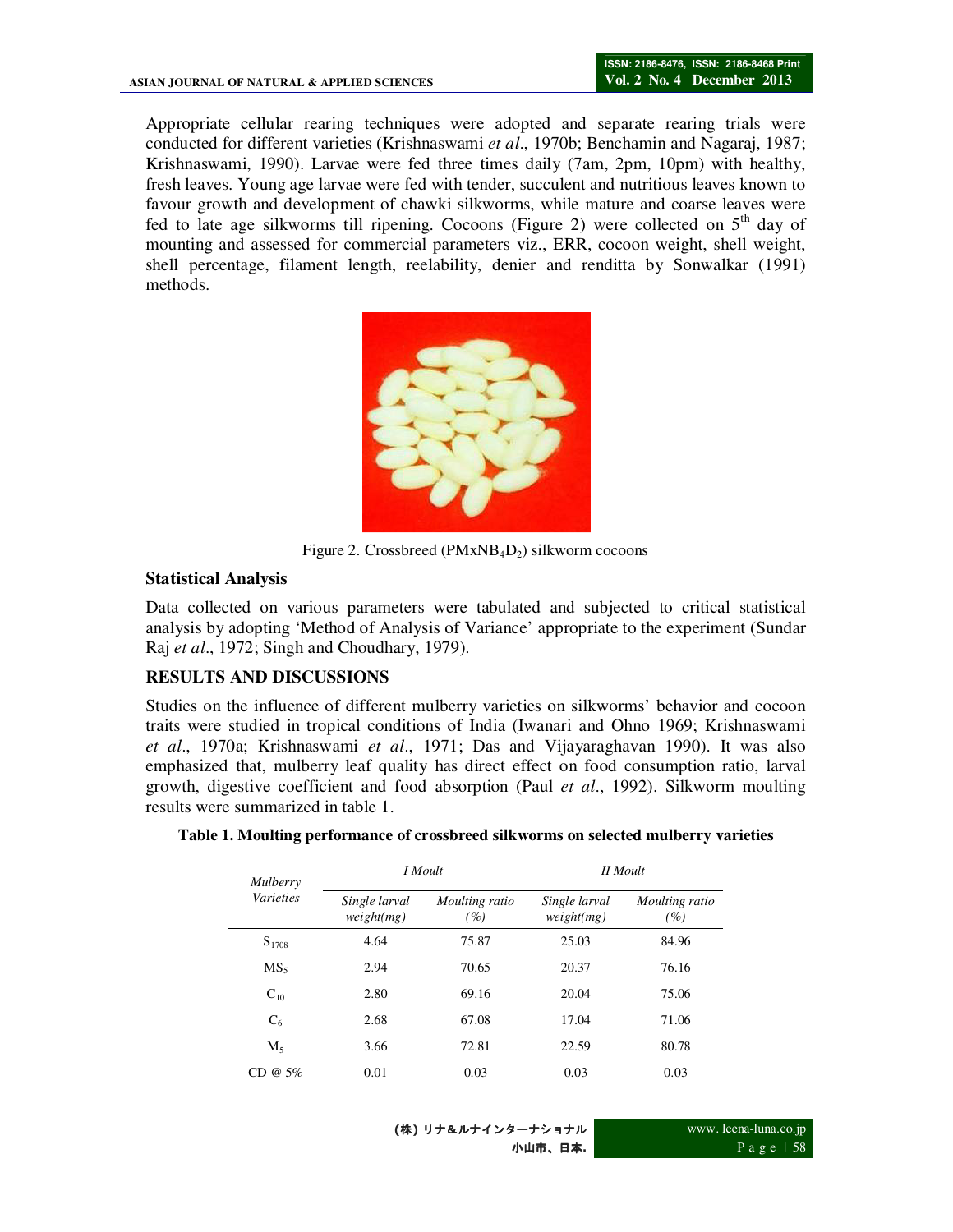Appropriate cellular rearing techniques were adopted and separate rearing trials were conducted for different varieties (Krishnaswami *et al*., 1970b; Benchamin and Nagaraj, 1987; Krishnaswami, 1990). Larvae were fed three times daily (7am, 2pm, 10pm) with healthy, fresh leaves. Young age larvae were fed with tender, succulent and nutritious leaves known to favour growth and development of chawki silkworms, while mature and coarse leaves were fed to late age silkworms till ripening. Cocoons (Figure 2) were collected on $5^{th}$ day of mounting and assessed for commercial parameters viz., ERR, cocoon weight, shell weight, shell percentage, filament length, reelability, denier and renditta by Sonwalkar (1991) methods.

Figure 2. Crossbreed ($PMxNB_4D_2$) silkworm cocoons

## Statistical Analysis

Data collected on various parameters were tabulated and subjected to critical statistical analysis by adopting 'Method of Analysis of Variance' appropriate to the experiment (Sundar Raj *et al*., 1972; Singh and Choudhary, 1979).

## RESULTS AND DISCUSSIONS

Studies on the influence of different mulberry varieties on silkworms' behavior and cocoon traits were studied in tropical conditions of India (Iwanari and Ohno 1969; Krishnaswami *et al*., 1970a; Krishnaswami *et al*., 1971; Das and Vijayaraghavan 1990). It was also emphasized that, mulberry leaf quality has direct effect on food consumption ratio, larval growth, digestive coefficient and food absorption (Paul *et al*., 1992). Silkworm moulting results were summarized in table 1.

**Table 1. Moulting performance of crossbreed silkworms on selected mulberry varieties**

| *Mulberry Varieties* | *I Moult* | | *II Moult* | |
|---|---|---|---|---|
| | *Single larval weight(mg)* | *Moulting ratio (%)* | *Single larval weight(mg)* | *Moulting ratio (%)* |
| $S_{1708}$ | 4.64 | 75.87 | 25.03 | 84.96 |
| $MS_5$ | 2.94 | 70.65 | 20.37 | 76.16 |
| $C_{10}$ | 2.80 | 69.16 | 20.04 | 75.06 |
| $C_6$ | 2.68 | 67.08 | 17.04 | 71.06 |
| $M_5$ | 3.66 | 72.81 | 22.59 | 80.78 |
| CD @ 5% | 0.01 | 0.03 | 0.03 | 0.03 |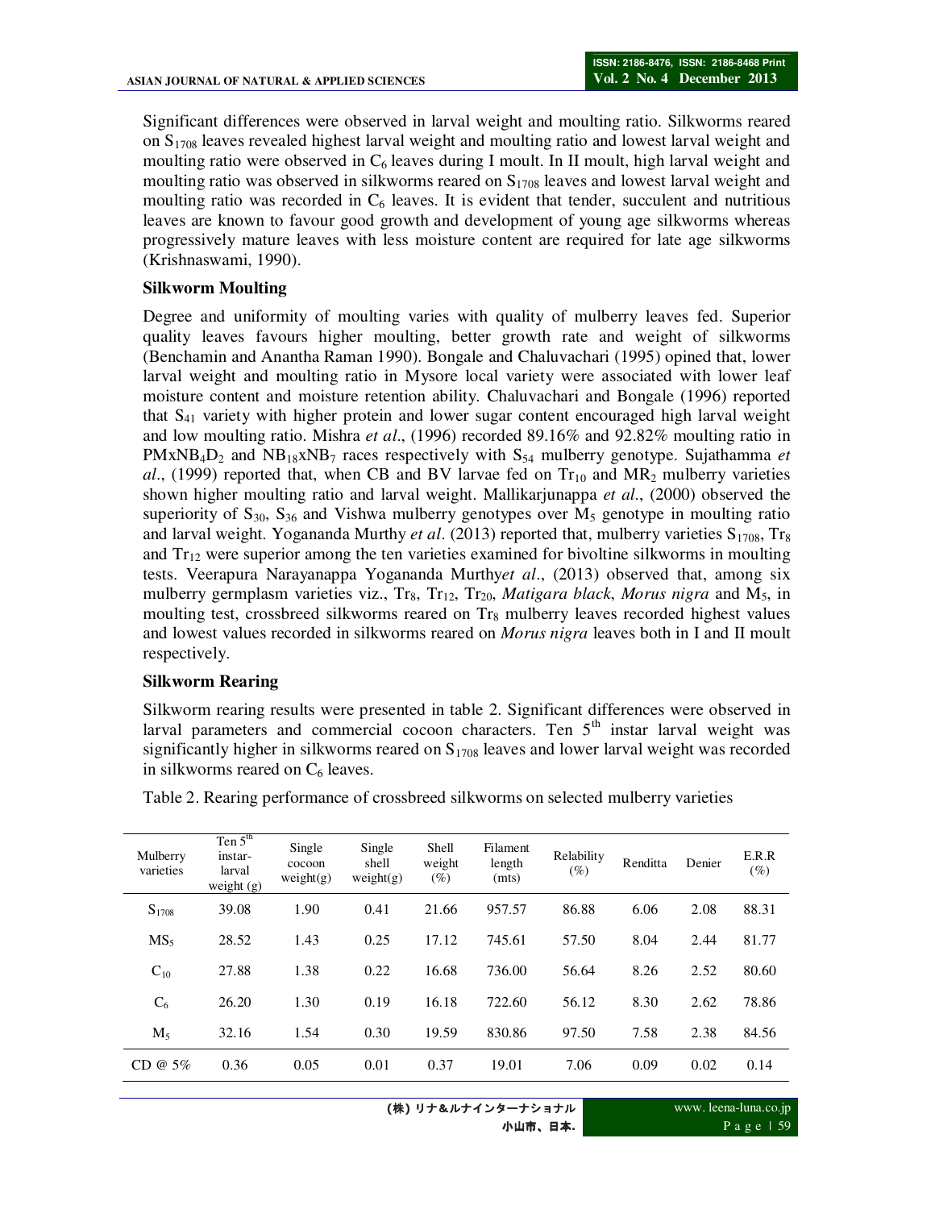Significant differences were observed in larval weight and moulting ratio. Silkworms reared on $S_{1708}$ leaves revealed highest larval weight and moulting ratio and lowest larval weight and moulting ratio were observed in $C_6$ leaves during I moult. In II moult, high larval weight and moulting ratio was observed in silkworms reared on $S_{1708}$ leaves and lowest larval weight and moulting ratio was recorded in $C_6$ leaves. It is evident that tender, succulent and nutritious leaves are known to favour good growth and development of young age silkworms whereas progressively mature leaves with less moisture content are required for late age silkworms (Krishnaswami, 1990).

### Silkworm Moulting

Degree and uniformity of moulting varies with quality of mulberry leaves fed. Superior quality leaves favours higher moulting, better growth rate and weight of silkworms (Benchamin and Anantha Raman 1990). Bongale and Chaluvachari (1995) opined that, lower larval weight and moulting ratio in Mysore local variety were associated with lower leaf moisture content and moisture retention ability. Chaluvachari and Bongale (1996) reported that $S_{41}$ variety with higher protein and lower sugar content encouraged high larval weight and low moulting ratio. Mishra *et al*., (1996) recorded 89.16% and 92.82% moulting ratio in $PMxNB_4D_2$ and $NB_{18}xNB_7$ races respectively with $S_{54}$ mulberry genotype. Sujathamma *et al*., (1999) reported that, when CB and BV larvae fed on $Tr_{10}$ and $MR_2$ mulberry varieties shown higher moulting ratio and larval weight. Mallikarjunappa *et al*., (2000) observed the superiority of $S_{30}$, $S_{36}$ and Vishwa mulberry genotypes over $M_5$ genotype in moulting ratio and larval weight. Yogananda Murthy *et al*. (2013) reported that, mulberry varieties $S_{1708}$, $Tr_8$ and $Tr_{12}$ were superior among the ten varieties examined for bivoltine silkworms in moulting tests. Veerapura Narayanappa Yogananda Murthy*et al*., (2013) observed that, among six mulberry germplasm varieties viz., $Tr_8$, $Tr_{12}$, $Tr_{20}$, *Matigara black*, *Morus nigra* and $M_5$, in moulting test, crossbreed silkworms reared on $Tr_8$ mulberry leaves recorded highest values and lowest values recorded in silkworms reared on *Morus nigra* leaves both in I and II moult respectively.

### Silkworm Rearing

Silkworm rearing results were presented in table 2. Significant differences were observed in larval parameters and commercial cocoon characters. Ten 5th instar larval weight was significantly higher in silkworms reared on $S_{1708}$ leaves and lower larval weight was recorded in silkworms reared on $C_6$ leaves.

Table 2. Rearing performance of crossbreed silkworms on selected mulberry varieties

| Mulberry varieties | Ten 5th instar-larval weight (g) | Single cocoon weight(g) | Single shell weight(g) | Shell weight (%) | Filament length (mts) | Relability (%) | Renditta | Denier | E.R.R (%) |
|---|---|---|---|---|---|---|---|---|---|
| $S_{1708}$ | 39.08 | 1.90 | 0.41 | 21.66 | 957.57 | 86.88 | 6.06 | 2.08 | 88.31 |
| $MS_5$ | 28.52 | 1.43 | 0.25 | 17.12 | 745.61 | 57.50 | 8.04 | 2.44 | 81.77 |
| $C_{10}$ | 27.88 | 1.38 | 0.22 | 16.68 | 736.00 | 56.64 | 8.26 | 2.52 | 80.60 |
| $C_6$ | 26.20 | 1.30 | 0.19 | 16.18 | 722.60 | 56.12 | 8.30 | 2.62 | 78.86 |
| $M_5$ | 32.16 | 1.54 | 0.30 | 19.59 | 830.86 | 97.50 | 7.58 | 2.38 | 84.56 |
| CD @ 5% | 0.36 | 0.05 | 0.01 | 0.37 | 19.01 | 7.06 | 0.09 | 0.02 | 0.14 |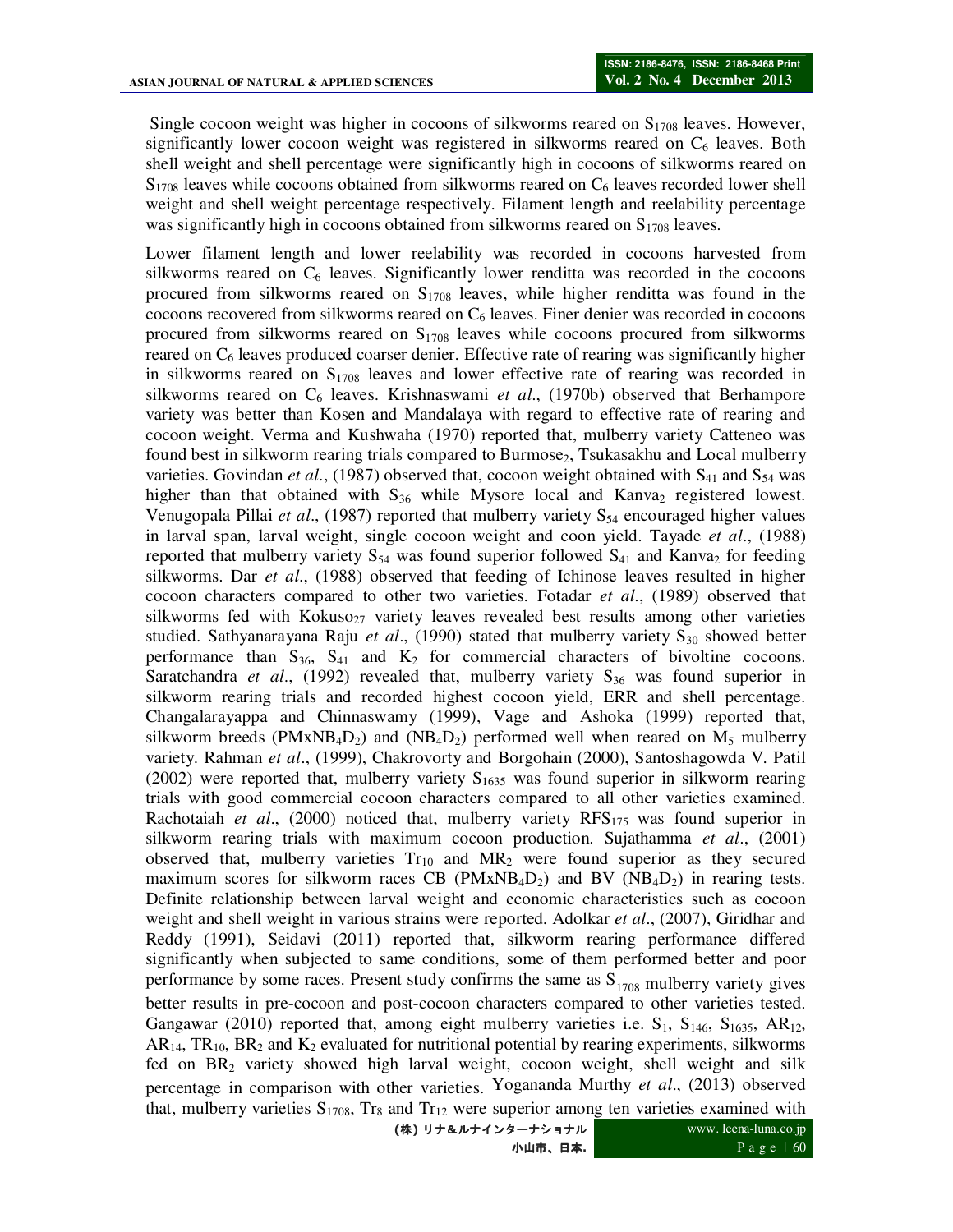Single cocoon weight was higher in cocoons of silkworms reared on $S_{1708}$ leaves. However, significantly lower cocoon weight was registered in silkworms reared on $C_6$ leaves. Both shell weight and shell percentage were significantly high in cocoons of silkworms reared on $S_{1708}$ leaves while cocoons obtained from silkworms reared on $C_6$ leaves recorded lower shell weight and shell weight percentage respectively. Filament length and reelability percentage was significantly high in cocoons obtained from silkworms reared on $S_{1708}$ leaves.

Lower filament length and lower reelability was recorded in cocoons harvested from silkworms reared on $C_6$ leaves. Significantly lower renditta was recorded in the cocoons procured from silkworms reared on $S_{1708}$ leaves, while higher renditta was found in the cocoons recovered from silkworms reared on $C_6$ leaves. Finer denier was recorded in cocoons procured from silkworms reared on $S_{1708}$ leaves while cocoons procured from silkworms reared on $C_6$ leaves produced coarser denier. Effective rate of rearing was significantly higher in silkworms reared on $S_{1708}$ leaves and lower effective rate of rearing was recorded in silkworms reared on $C_6$ leaves. Krishnaswami *et al*., (1970b) observed that Berhampore variety was better than Kosen and Mandalaya with regard to effective rate of rearing and cocoon weight. Verma and Kushwaha (1970) reported that, mulberry variety Catteneo was found best in silkworm rearing trials compared to $Burmose_2$, Tsukasakhu and Local mulberry varieties. Govindan *et al*., (1987) observed that, cocoon weight obtained with $S_{41}$ and $S_{54}$ was higher than that obtained with $S_{36}$ while Mysore local and $Kanva_2$ registered lowest. Venugopala Pillai *et al*., (1987) reported that mulberry variety $S_{54}$ encouraged higher values in larval span, larval weight, single cocoon weight and coon yield. Tayade *et al*., (1988) reported that mulberry variety $S_{54}$ was found superior followed $S_{41}$ and $Kanva_2$ for feeding silkworms. Dar *et al*., (1988) observed that feeding of Ichinose leaves resulted in higher cocoon characters compared to other two varieties. Fotadar *et al*., (1989) observed that silkworms fed with $Kokuso_{27}$ variety leaves revealed best results among other varieties studied. Sathyanarayana Raju *et al*., (1990) stated that mulberry variety $S_{30}$ showed better performance than $S_{36}$, $S_{41}$ and $K_2$ for commercial characters of bivoltine cocoons. Saratchandra *et al*., (1992) revealed that, mulberry variety $S_{36}$ was found superior in silkworm rearing trials and recorded highest cocoon yield, ERR and shell percentage. Changalarayappa and Chinnaswamy (1999), Vage and Ashoka (1999) reported that, silkworm breeds ($PMxNB_4D_2$) and ($NB_4D_2$) performed well when reared on $M_5$ mulberry variety. Rahman *et al*., (1999), Chakrovorty and Borgohain (2000), Santoshagowda V. Patil (2002) were reported that, mulberry variety $S_{1635}$ was found superior in silkworm rearing trials with good commercial cocoon characters compared to all other varieties examined. Rachotaiah *et al*., (2000) noticed that, mulberry variety $RFS_{175}$ was found superior in silkworm rearing trials with maximum cocoon production. Sujathamma *et al*., (2001) observed that, mulberry varieties $Tr_{10}$ and $MR_2$ were found superior as they secured maximum scores for silkworm races CB ($PMxNB_4D_2$) and BV ($NB_4D_2$) in rearing tests. Definite relationship between larval weight and economic characteristics such as cocoon weight and shell weight in various strains were reported. Adolkar *et al*., (2007), Giridhar and Reddy (1991), Seidavi (2011) reported that, silkworm rearing performance differed significantly when subjected to same conditions, some of them performed better and poor performance by some races. Present study confirms the same as $S_{1708}$ mulberry variety gives better results in pre-cocoon and post-cocoon characters compared to other varieties tested. Gangawar (2010) reported that, among eight mulberry varieties i.e. $S_1$, $S_{146}$, $S_{1635}$, $AR_{12}$, $AR_{14}$, $TR_{10}$, $BR_2$ and $K_2$ evaluated for nutritional potential by rearing experiments, silkworms fed on $BR_2$ variety showed high larval weight, cocoon weight, shell weight and silk percentage in comparison with other varieties. Yogananda Murthy *et al*., (2013) observed that, mulberry varieties $S_{1708}$, $Tr_8$ and $Tr_{12}$ were superior among ten varieties examined with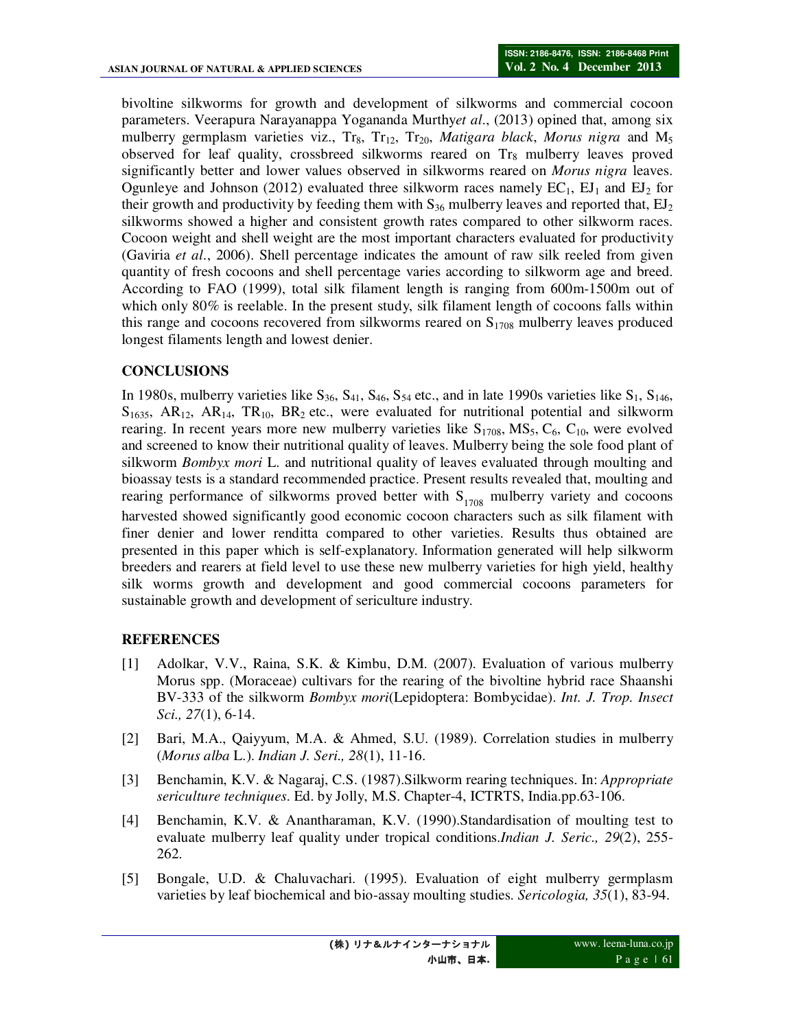bivoltine silkworms for growth and development of silkworms and commercial cocoon parameters. Veerapura Narayanappa Yogananda Murthy*et al*., (2013) opined that, among six mulberry germplasm varieties viz., $Tr_8$, $Tr_{12}$, $Tr_{20}$, *Matigara black*, *Morus nigra* and $M_5$ observed for leaf quality, crossbreed silkworms reared on $Tr_8$ mulberry leaves proved significantly better and lower values observed in silkworms reared on *Morus nigra* leaves. Ogunleye and Johnson (2012) evaluated three silkworm races namely $EC_1$, $EJ_1$ and $EJ_2$ for their growth and productivity by feeding them with $S_{36}$ mulberry leaves and reported that, $EJ_2$ silkworms showed a higher and consistent growth rates compared to other silkworm races. Cocoon weight and shell weight are the most important characters evaluated for productivity (Gaviria *et al*., 2006). Shell percentage indicates the amount of raw silk reeled from given quantity of fresh cocoons and shell percentage varies according to silkworm age and breed. According to FAO (1999), total silk filament length is ranging from 600m-1500m out of which only 80% is reelable. In the present study, silk filament length of cocoons falls within this range and cocoons recovered from silkworms reared on $S_{1708}$ mulberry leaves produced longest filaments length and lowest denier.

## CONCLUSIONS

In 1980s, mulberry varieties like $S_{36}$, $S_{41}$, $S_{46}$, $S_{54}$ etc., and in late 1990s varieties like $S_1$, $S_{146}$, $S_{1635}$, $AR_{12}$, $AR_{14}$, $TR_{10}$, $BR_2$ etc., were evaluated for nutritional potential and silkworm rearing. In recent years more new mulberry varieties like $S_{1708}$, $MS_5$, $C_6$, $C_{10}$, were evolved and screened to know their nutritional quality of leaves. Mulberry being the sole food plant of silkworm *Bombyx mori* L. and nutritional quality of leaves evaluated through moulting and bioassay tests is a standard recommended practice. Present results revealed that, moulting and rearing performance of silkworms proved better with $S_{1708}$ mulberry variety and cocoons harvested showed significantly good economic cocoon characters such as silk filament with finer denier and lower renditta compared to other varieties. Results thus obtained are presented in this paper which is self-explanatory. Information generated will help silkworm breeders and rearers at field level to use these new mulberry varieties for high yield, healthy silk worms growth and development and good commercial cocoons parameters for sustainable growth and development of sericulture industry.

## REFERENCES

[1] Adolkar, V.V., Raina, S.K. & Kimbu, D.M. (2007). Evaluation of various mulberry Morus spp. (Moraceae) cultivars for the rearing of the bivoltine hybrid race Shaanshi BV-333 of the silkworm *Bombyx mori*(Lepidoptera: Bombycidae). *Int. J. Trop. Insect Sci., 27*(1), 6-14.

[2] Bari, M.A., Qaiyyum, M.A. & Ahmed, S.U. (1989). Correlation studies in mulberry (*Morus alba* L.). *Indian J. Seri., 28*(1), 11-16.

[3] Benchamin, K.V. & Nagaraj, C.S. (1987).Silkworm rearing techniques. In: *Appropriate sericulture techniques*. Ed. by Jolly, M.S. Chapter-4, ICTRTS, India.pp.63-106.

[4] Benchamin, K.V. & Anantharaman, K.V. (1990).Standardisation of moulting test to evaluate mulberry leaf quality under tropical conditions.*Indian J. Seric., 29*(2), 255-262.

[5] Bongale, U.D. & Chaluvachari. (1995). Evaluation of eight mulberry germplasm varieties by leaf biochemical and bio-assay moulting studies. *Sericologia, 35*(1), 83-94.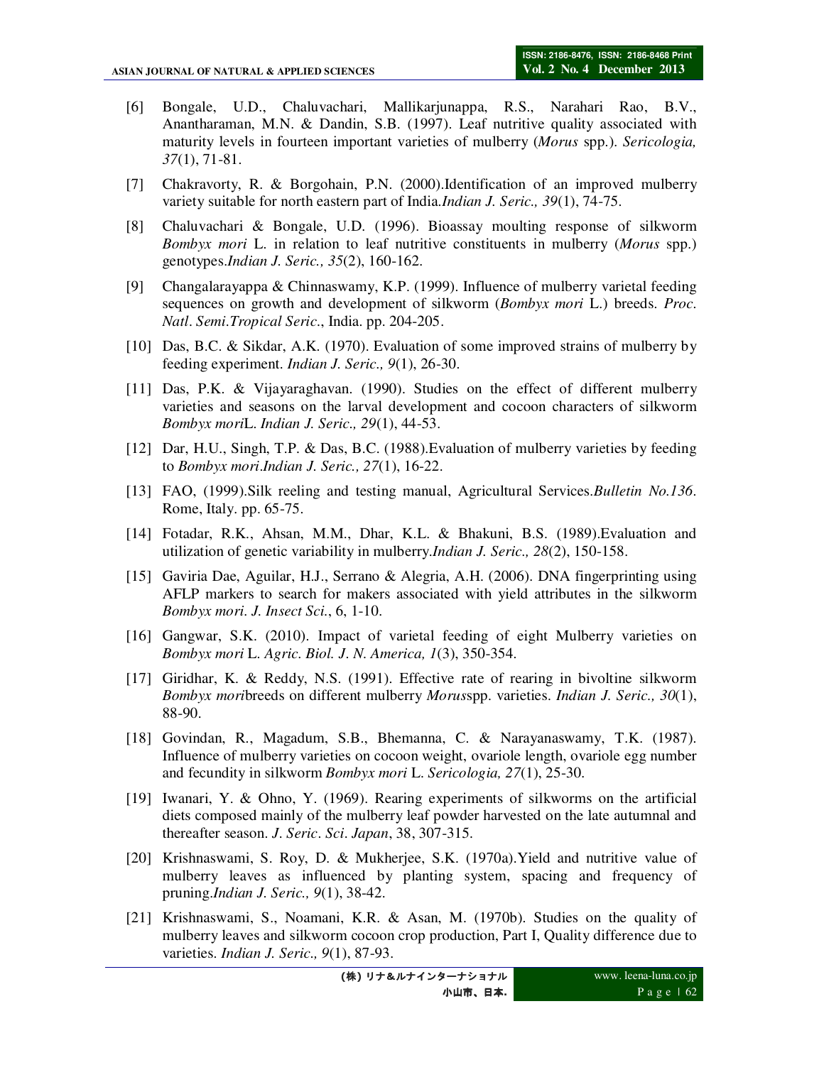[6] Bongale, U.D., Chaluvachari, Mallikarjunappa, R.S., Narahari Rao, B.V., Anantharaman, M.N. & Dandin, S.B. (1997). Leaf nutritive quality associated with maturity levels in fourteen important varieties of mulberry (*Morus* spp.). *Sericologia, 37*(1), 71-81.

[7] Chakravorty, R. & Borgohain, P.N. (2000).Identification of an improved mulberry variety suitable for north eastern part of India.*Indian J. Seric., 39*(1), 74-75.

[8] Chaluvachari & Bongale, U.D. (1996). Bioassay moulting response of silkworm *Bombyx mori* L. in relation to leaf nutritive constituents in mulberry (*Morus* spp.) genotypes.*Indian J. Seric., 35*(2), 160-162.

[9] Changalarayappa & Chinnaswamy, K.P. (1999). Influence of mulberry varietal feeding sequences on growth and development of silkworm (*Bombyx mori* L.) breeds. *Proc. Natl. Semi.Tropical Seric.*, India. pp. 204-205.

[10] Das, B.C. & Sikdar, A.K. (1970). Evaluation of some improved strains of mulberry by feeding experiment. *Indian J. Seric., 9*(1), 26-30.

[11] Das, P.K. & Vijayaraghavan. (1990). Studies on the effect of different mulberry varieties and seasons on the larval development and cocoon characters of silkworm *Bombyx mori*L. *Indian J. Seric., 29*(1), 44-53.

[12] Dar, H.U., Singh, T.P. & Das, B.C. (1988).Evaluation of mulberry varieties by feeding to *Bombyx mori*.*Indian J. Seric., 27*(1), 16-22.

[13] FAO, (1999).Silk reeling and testing manual, Agricultural Services.*Bulletin No.136*. Rome, Italy. pp. 65-75.

[14] Fotadar, R.K., Ahsan, M.M., Dhar, K.L. & Bhakuni, B.S. (1989).Evaluation and utilization of genetic variability in mulberry.*Indian J. Seric., 28*(2), 150-158.

[15] Gaviria Dae, Aguilar, H.J., Serrano & Alegria, A.H. (2006). DNA fingerprinting using AFLP markers to search for makers associated with yield attributes in the silkworm *Bombyx mori*. *J. Insect Sci.*, 6, 1-10.

[16] Gangwar, S.K. (2010). Impact of varietal feeding of eight Mulberry varieties on *Bombyx mori* L. *Agric. Biol. J. N. America, 1*(3), 350-354.

[17] Giridhar, K. & Reddy, N.S. (1991). Effective rate of rearing in bivoltine silkworm *Bombyx mori*breeds on different mulberry *Morus*spp. varieties. *Indian J. Seric., 30*(1), 88-90.

[18] Govindan, R., Magadum, S.B., Bhemanna, C. & Narayanaswamy, T.K. (1987). Influence of mulberry varieties on cocoon weight, ovariole length, ovariole egg number and fecundity in silkworm *Bombyx mori* L. *Sericologia, 27*(1), 25-30.

[19] Iwanari, Y. & Ohno, Y. (1969). Rearing experiments of silkworms on the artificial diets composed mainly of the mulberry leaf powder harvested on the late autumnal and thereafter season. *J. Seric. Sci. Japan*, 38, 307-315.

[20] Krishnaswami, S. Roy, D. & Mukherjee, S.K. (1970a).Yield and nutritive value of mulberry leaves as influenced by planting system, spacing and frequency of pruning.*Indian J. Seric., 9*(1), 38-42.

[21] Krishnaswami, S., Noamani, K.R. & Asan, M. (1970b). Studies on the quality of mulberry leaves and silkworm cocoon crop production, Part I, Quality difference due to varieties. *Indian J. Seric., 9*(1), 87-93.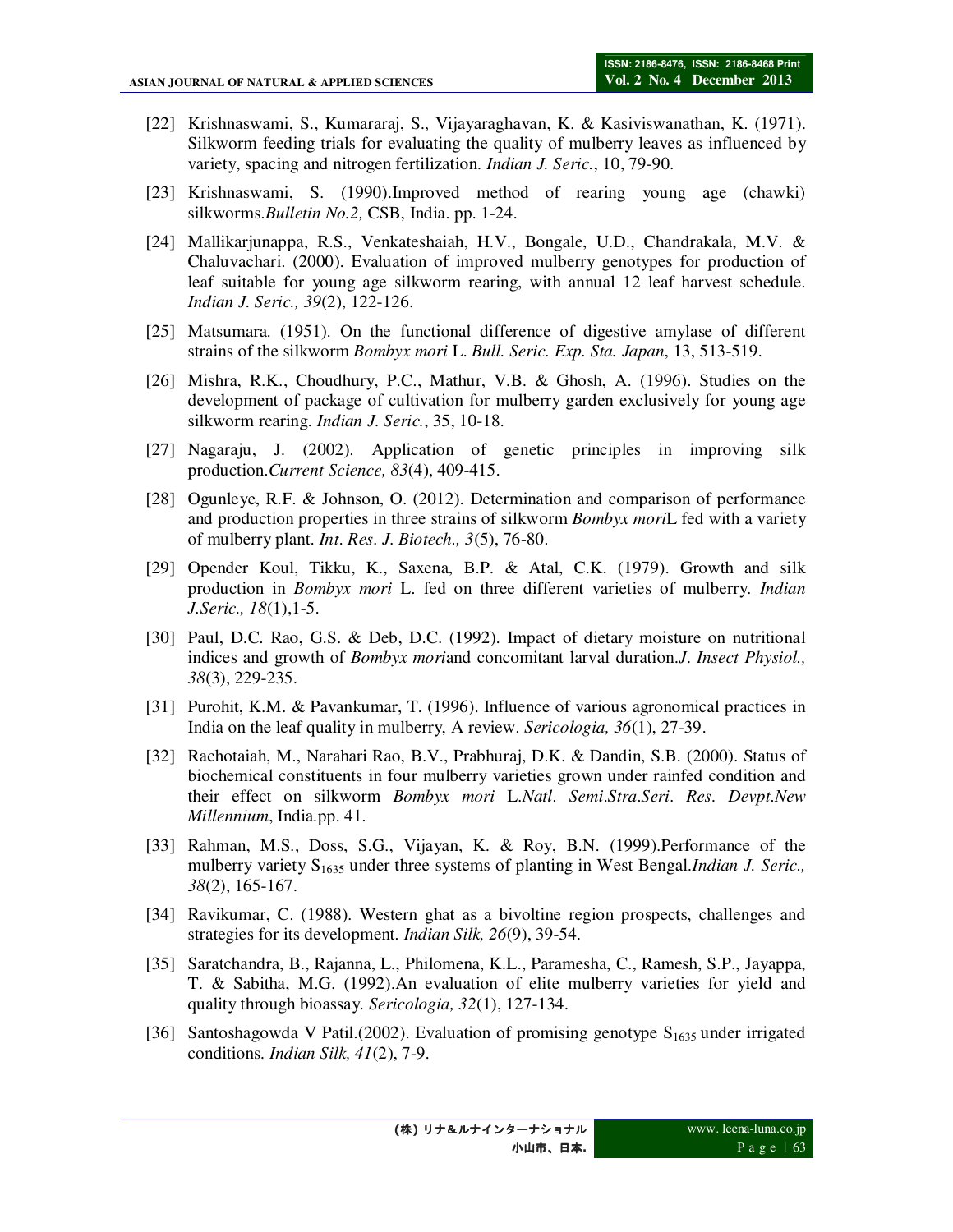[22] Krishnaswami, S., Kumararaj, S., Vijayaraghavan, K. & Kasiviswanathan, K. (1971). Silkworm feeding trials for evaluating the quality of mulberry leaves as influenced by variety, spacing and nitrogen fertilization. *Indian J. Seric.*, 10, 79-90.

[23] Krishnaswami, S. (1990).Improved method of rearing young age (chawki) silkworms.*Bulletin No.2,* CSB, India. pp. 1-24.

[24] Mallikarjunappa, R.S., Venkateshaiah, H.V., Bongale, U.D., Chandrakala, M.V. & Chaluvachari. (2000). Evaluation of improved mulberry genotypes for production of leaf suitable for young age silkworm rearing, with annual 12 leaf harvest schedule. *Indian J. Seric., 39*(2), 122-126.

[25] Matsumara. (1951). On the functional difference of digestive amylase of different strains of the silkworm *Bombyx mori* L. *Bull. Seric. Exp. Sta. Japan*, 13, 513-519.

[26] Mishra, R.K., Choudhury, P.C., Mathur, V.B. & Ghosh, A. (1996). Studies on the development of package of cultivation for mulberry garden exclusively for young age silkworm rearing. *Indian J. Seric.*, 35, 10-18.

[27] Nagaraju, J. (2002). Application of genetic principles in improving silk production.*Current Science, 83*(4), 409-415.

[28] Ogunleye, R.F. & Johnson, O. (2012). Determination and comparison of performance and production properties in three strains of silkworm *Bombyx mori*L fed with a variety of mulberry plant. *Int. Res. J. Biotech., 3*(5), 76-80.

[29] Opender Koul, Tikku, K., Saxena, B.P. & Atal, C.K. (1979). Growth and silk production in *Bombyx mori* L. fed on three different varieties of mulberry. *Indian J.Seric., 18*(1),1-5.

[30] Paul, D.C. Rao, G.S. & Deb, D.C. (1992). Impact of dietary moisture on nutritional indices and growth of *Bombyx mori*and concomitant larval duration.*J. Insect Physiol., 38*(3), 229-235.

[31] Purohit, K.M. & Pavankumar, T. (1996). Influence of various agronomical practices in India on the leaf quality in mulberry, A review. *Sericologia, 36*(1), 27-39.

[32] Rachotaiah, M., Narahari Rao, B.V., Prabhuraj, D.K. & Dandin, S.B. (2000). Status of biochemical constituents in four mulberry varieties grown under rainfed condition and their effect on silkworm *Bombyx mori* L.*Natl. Semi.Stra.Seri. Res. Devpt.New Millennium*, India.pp. 41.

[33] Rahman, M.S., Doss, S.G., Vijayan, K. & Roy, B.N. (1999).Performance of the mulberry variety $S_{1635}$ under three systems of planting in West Bengal.*Indian J. Seric., 38*(2), 165-167.

[34] Ravikumar, C. (1988). Western ghat as a bivoltine region prospects, challenges and strategies for its development. *Indian Silk, 26*(9), 39-54.

[35] Saratchandra, B., Rajanna, L., Philomena, K.L., Paramesha, C., Ramesh, S.P., Jayappa, T. & Sabitha, M.G. (1992).An evaluation of elite mulberry varieties for yield and quality through bioassay. *Sericologia, 32*(1), 127-134.

[36] Santoshagowda V Patil.(2002). Evaluation of promising genotype $S_{1635}$ under irrigated conditions. *Indian Silk, 41*(2), 7-9.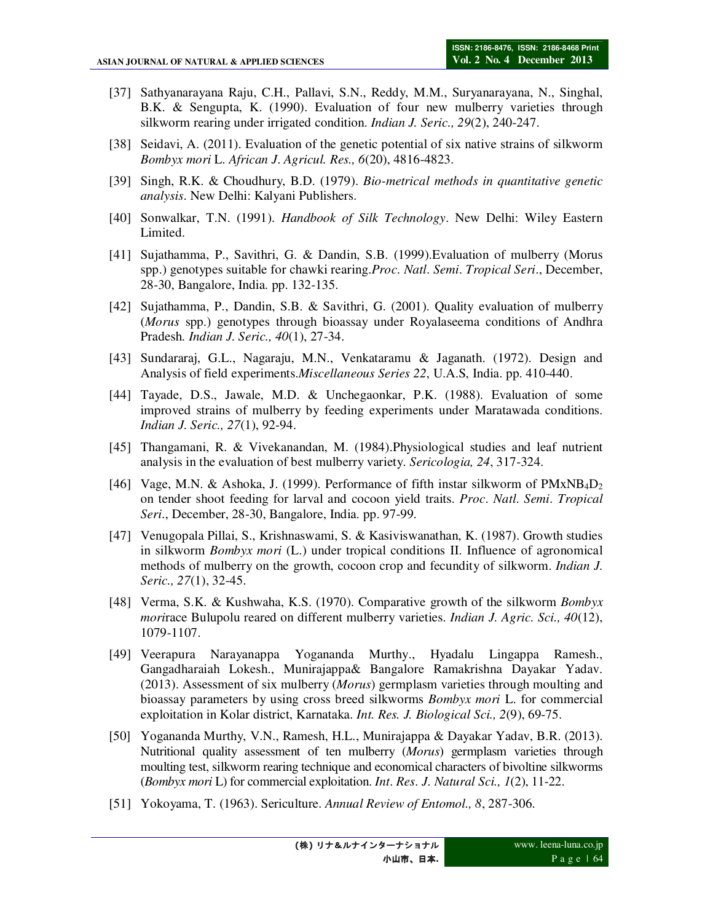[37] Sathyanarayana Raju, C.H., Pallavi, S.N., Reddy, M.M., Suryanarayana, N., Singhal, B.K. & Sengupta, K. (1990). Evaluation of four new mulberry varieties through silkworm rearing under irrigated condition. *Indian J. Seric., 29*(2), 240-247.

[38] Seidavi, A. (2011). Evaluation of the genetic potential of six native strains of silkworm *Bombyx mori* L. *African J. Agricul. Res., 6*(20), 4816-4823.

[39] Singh, R.K. & Choudhury, B.D. (1979). *Bio-metrical methods in quantitative genetic analysis*. New Delhi: Kalyani Publishers.

[40] Sonwalkar, T.N. (1991). *Handbook of Silk Technology*. New Delhi: Wiley Eastern Limited.

[41] Sujathamma, P., Savithri, G. & Dandin, S.B. (1999).Evaluation of mulberry (Morus spp.) genotypes suitable for chawki rearing.*Proc. Natl. Semi. Tropical Seri*., December, 28-30, Bangalore, India. pp. 132-135.

[42] Sujathamma, P., Dandin, S.B. & Savithri, G. (2001). Quality evaluation of mulberry (*Morus* spp.) genotypes through bioassay under Royalaseema conditions of Andhra Pradesh. *Indian J. Seric., 40*(1), 27-34.

[43] Sundararaj, G.L., Nagaraju, M.N., Venkataramu & Jaganath. (1972). Design and Analysis of field experiments.*Miscellaneous Series 22*, U.A.S, India. pp. 410-440.

[44] Tayade, D.S., Jawale, M.D. & Unchegaonkar, P.K. (1988). Evaluation of some improved strains of mulberry by feeding experiments under Maratawada conditions. *Indian J. Seric., 27*(1), 92-94.

[45] Thangamani, R. & Vivekanandan, M. (1984).Physiological studies and leaf nutrient analysis in the evaluation of best mulberry variety. *Sericologia, 24*, 317-324.

[46] Vage, M.N. & Ashoka, J. (1999). Performance of fifth instar silkworm of $PMxNB_4D_2$ on tender shoot feeding for larval and cocoon yield traits. *Proc. Natl. Semi. Tropical Seri*., December, 28-30, Bangalore, India. pp. 97-99.

[47] Venugopala Pillai, S., Krishnaswami, S. & Kasiviswanathan, K. (1987). Growth studies in silkworm *Bombyx mori* (L.) under tropical conditions II. Influence of agronomical methods of mulberry on the growth, cocoon crop and fecundity of silkworm. *Indian J. Seric., 27*(1), 32-45.

[48] Verma, S.K. & Kushwaha, K.S. (1970). Comparative growth of the silkworm *Bombyx mori*race Bulupolu reared on different mulberry varieties. *Indian J. Agric. Sci., 40*(12), 1079-1107.

[49] Veerapura Narayanappa Yogananda Murthy., Hyadalu Lingappa Ramesh., Gangadharaiah Lokesh., Munirajappa& Bangalore Ramakrishna Dayakar Yadav. (2013). Assessment of six mulberry (*Morus*) germplasm varieties through moulting and bioassay parameters by using cross breed silkworms *Bombyx mori* L. for commercial exploitation in Kolar district, Karnataka. *Int. Res. J. Biological Sci., 2*(9), 69-75.

[50] Yogananda Murthy, V.N., Ramesh, H.L., Munirajappa & Dayakar Yadav, B.R. (2013). Nutritional quality assessment of ten mulberry (*Morus*) germplasm varieties through moulting test, silkworm rearing technique and economical characters of bivoltine silkworms (*Bombyx mori* L) for commercial exploitation. *Int. Res. J. Natural Sci., 1*(2), 11-22.

[51] Yokoyama, T. (1963). Sericulture. *Annual Review of Entomol., 8*, 287-306.